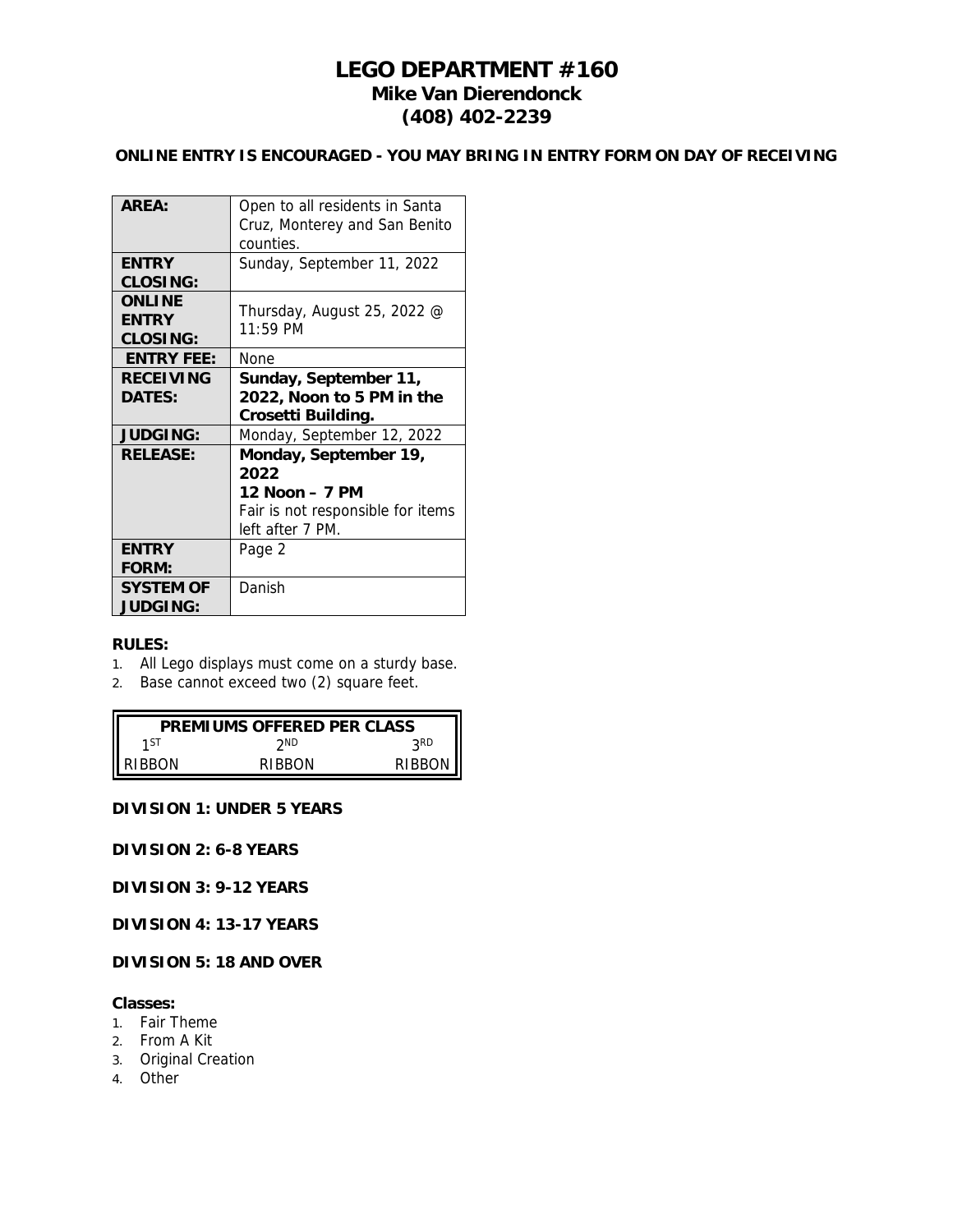# LEGO DEPARTMENT #160

## Mike Van Dierendonck

## (408) 402-2239

**ONLINE ENTRY IS ENCOURAGED - YOU MAY BRING IN ENTRY FORM ON DAY OF RECEIVING**

| | |
|---|---|
| **AREA:** | Open to all residents in Santa Cruz, Monterey and San Benito counties. |
| **ENTRY CLOSING:** | Sunday, September 11, 2022 |
| **ONLINE ENTRY CLOSING:** | Thursday, August 25, 2022 @ 11:59 PM |
| **ENTRY FEE:** | None |
| **RECEIVING DATES:** | **Sunday, September 11, 2022, Noon to 5 PM in the Crosetti Building.** |
| **JUDGING:** | Monday, September 12, 2022 |
| **RELEASE:** | **Monday, September 19, 2022** **12 Noon – 7 PM** Fair is not responsible for items left after 7 PM. |
| **ENTRY FORM:** | Page 2 |
| **SYSTEM OF JUDGING:** | Danish |

**RULES:**

1. All Lego displays must come on a sturdy base.
2. Base cannot exceed two (2) square feet.

| PREMIUMS OFFERED PER CLASS | | |
|---|---|---|
| 1ST | 2ND | 3RD |
| RIBBON | RIBBON | RIBBON |

**DIVISION 1: UNDER 5 YEARS**

**DIVISION 2: 6-8 YEARS**

**DIVISION 3: 9-12 YEARS**

**DIVISION 4: 13-17 YEARS**

**DIVISION 5: 18 AND OVER**

**Classes:**

1. Fair Theme
2. From A Kit
3. Original Creation
4. Other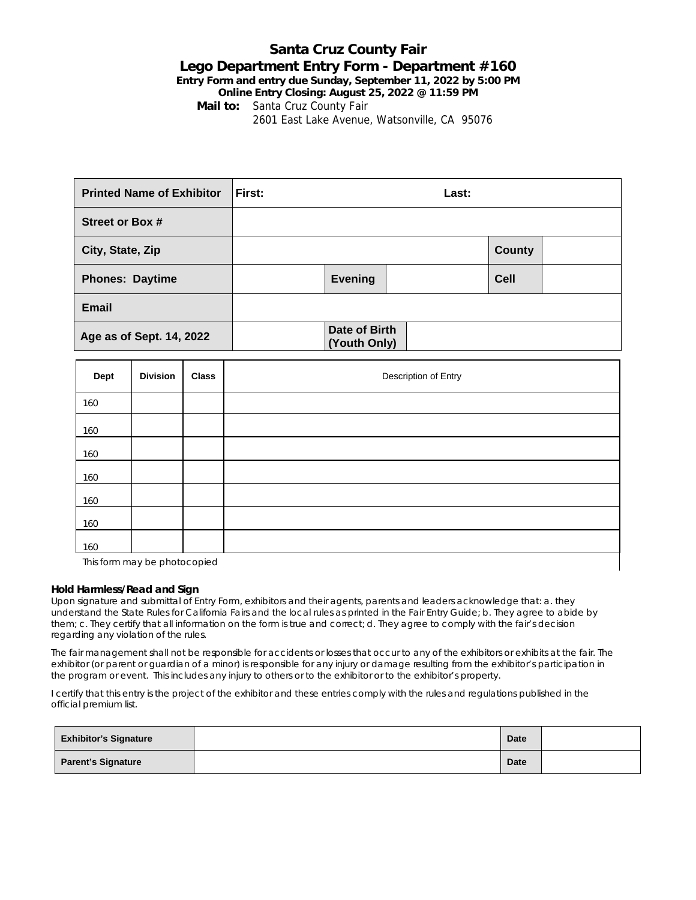# Santa Cruz County Fair

## Lego Department Entry Form - Department #160

**Entry Form and entry due Sunday, September 11, 2022 by 5:00 PM**

**Online Entry Closing: August 25, 2022 @ 11:59 PM**

**Mail to:** Santa Cruz County Fair
2601 East Lake Avenue, Watsonville, CA 95076

| | | | | | |
|---|---|---|---|---|---|
| **Printed Name of Exhibitor** | **First:** | | **Last:** | | |
| **Street or Box #** | | | | | |
| **City, State, Zip** | | | | **County** | |
| **Phones: Daytime** | | **Evening** | | **Cell** | |
| **Email** | | | | | |
| **Age as of Sept. 14, 2022** | | **Date of Birth (Youth Only)** | | | |

| Dept | Division | Class | Description of Entry |
|---|---|---|---|
| 160 | | | |
| 160 | | | |
| 160 | | | |
| 160 | | | |
| 160 | | | |
| 160 | | | |
| 160 | | | |

*This form may be photocopied*

### Hold Harmless/Read and Sign

Upon signature and submittal of Entry Form, exhibitors and their agents, parents and leaders acknowledge that: a. they understand the State Rules for California Fairs and the local rules as printed in the Fair Entry Guide; b. They agree to abide by them; c. They certify that all information on the form is true and correct; d. They agree to comply with the fair's decision regarding any violation of the rules.

The fair management shall not be responsible for accidents or losses that occur to any of the exhibitors or exhibits at the fair. The exhibitor (or parent or guardian of a minor) is responsible for any injury or damage resulting from the exhibitor's participation in the program or event. This includes any injury to others or to the exhibitor or to the exhibitor's property.

I certify that this entry is the project of the exhibitor and these entries comply with the rules and regulations published in the official premium list.

| | | | |
|---|---|---|---|
| **Exhibitor's Signature** | | **Date** | |
| **Parent's Signature** | | **Date** | |